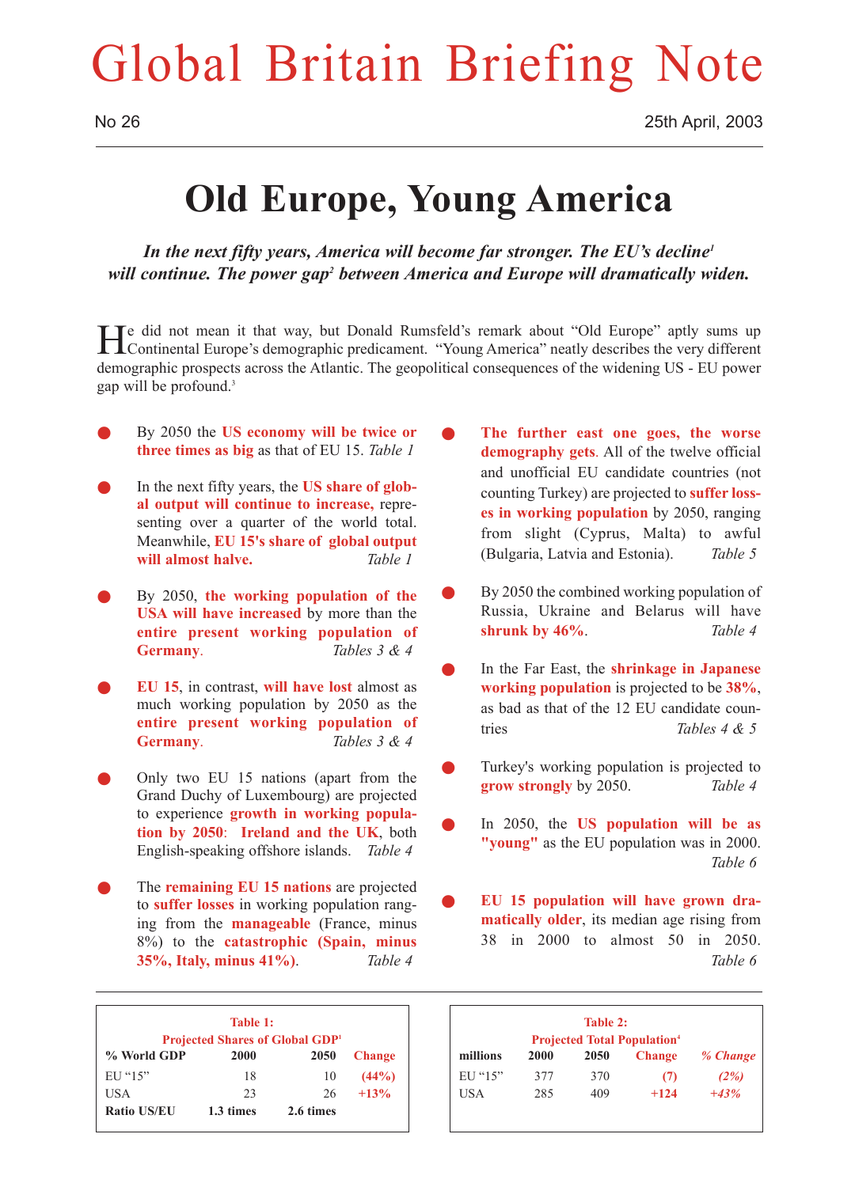# Global Britain Briefing Note

No 26

25th April, 2003

## Old Europe, Young America

***In the next fifty years, America will become far stronger. The EU's decline[1] will continue. The power gap[2] between America and Europe will dramatically widen.***

He did not mean it that way, but Donald Rumsfeld's remark about "Old Europe" aptly sums up Continental Europe's demographic predicament. "Young America" neatly describes the very different demographic prospects across the Atlantic. The geopolitical consequences of the widening US - EU power gap will be profound.[3]

- By 2050 the **US economy will be twice or three times as big** as that of EU 15. *Table 1*
- In the next fifty years, the **US share of global output will continue to increase,** representing over a quarter of the world total. Meanwhile, **EU 15's share of global output will almost halve.** *Table 1*
- By 2050, **the working population of the USA will have increased** by more than the **entire present working population of Germany**. *Tables 3 & 4*
- **EU 15**, in contrast, **will have lost** almost as much working population by 2050 as the **entire present working population of Germany**. *Tables 3 & 4*
- Only two EU 15 nations (apart from the Grand Duchy of Luxembourg) are projected to experience **growth in working population by 2050**: **Ireland and the UK**, both English-speaking offshore islands. *Table 4*
- The **remaining EU 15 nations** are projected to **suffer losses** in working population ranging from the **manageable** (France, minus 8%) to the **catastrophic (Spain, minus 35%, Italy, minus 41%)**. *Table 4*
- **The further east one goes, the worse demography gets**. All of the twelve official and unofficial EU candidate countries (not counting Turkey) are projected to **suffer losses in working population** by 2050, ranging from slight (Cyprus, Malta) to awful (Bulgaria, Latvia and Estonia). *Table 5*
- By 2050 the combined working population of Russia, Ukraine and Belarus will have **shrunk by 46%**. *Table 4*
- In the Far East, the **shrinkage in Japanese working population** is projected to be **38%**, as bad as that of the 12 EU candidate countries *Tables 4 & 5*
- Turkey's working population is projected to **grow strongly** by 2050. *Table 4*
- In 2050, the **US population will be as "young"** as the EU population was in 2000. *Table 6*
- **EU 15 population will have grown dramatically older**, its median age rising from 38 in 2000 to almost 50 in 2050. *Table 6*

**Table 1: Projected Shares of Global GDP[1]**

| % World GDP | 2000 | 2050 | Change |
|---|---|---|---|
| EU "15" | 18 | 10 | (44%) |
| USA | 23 | 26 | +13% |
| **Ratio US/EU** | **1.3 times** | **2.6 times** | |

**Table 2: Projected Total Population[4]**

| millions | 2000 | 2050 | Change | *% Change* |
|---|---|---|---|---|
| EU "15" | 377 | 370 | (7) | *(2%)* |
| USA | 285 | 409 | +124 | *+43%* |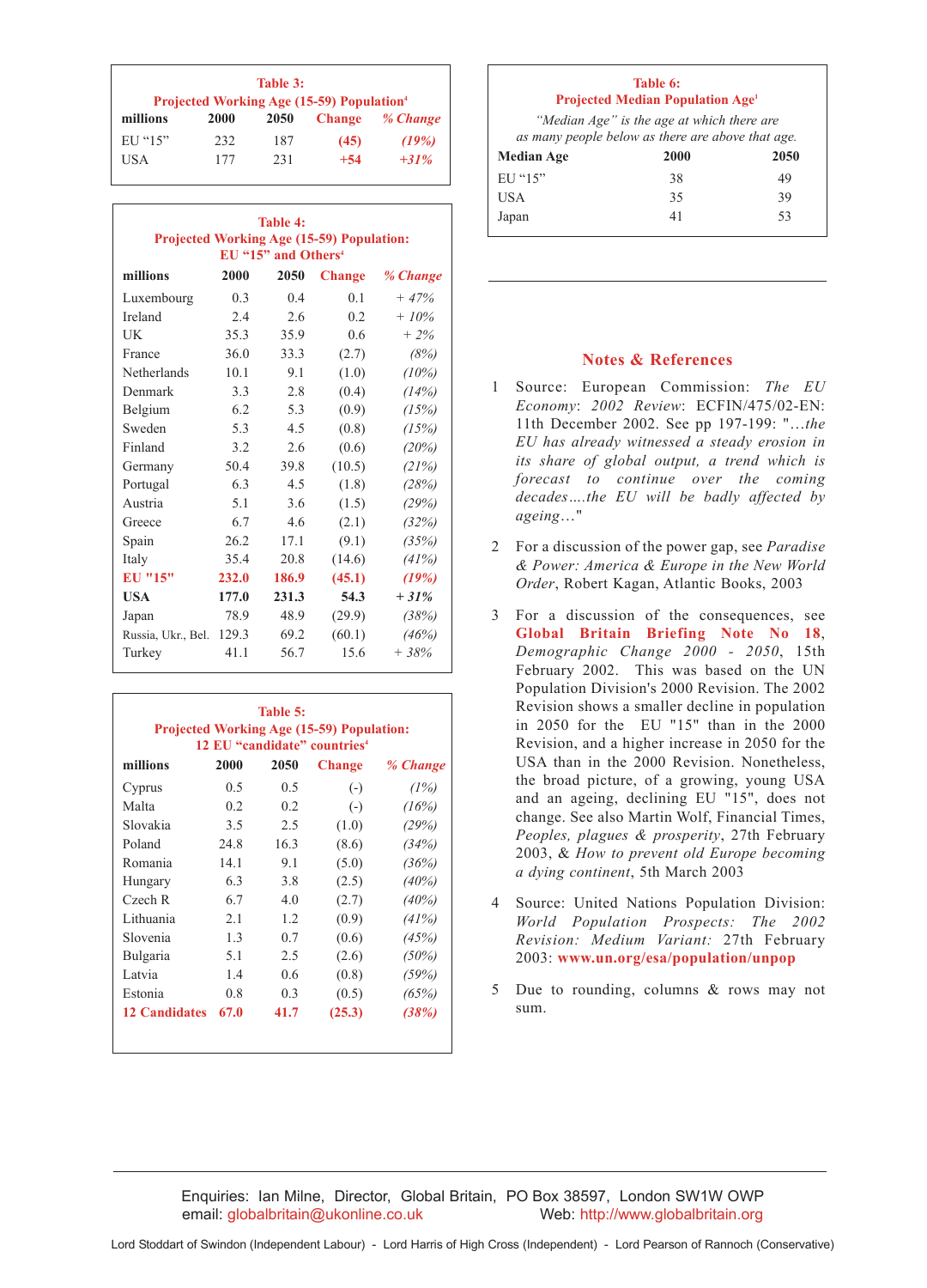**Table 3:**
**Projected Working Age (15-59) Population**[4]

| millions | 2000 | 2050 | Change | % Change |
|---|---|---|---|---|
| EU “15” | 232 | 187 | (45) | *(19%)* |
| USA | 177 | 231 | +54 | *+31%* |

**Table 4:**
**Projected Working Age (15-59) Population:**
**EU “15” and Others**[4]

| millions | 2000 | 2050 | Change | % Change |
|---|---|---|---|---|
| Luxembourg | 0.3 | 0.4 | 0.1 | *+ 47%* |
| Ireland | 2.4 | 2.6 | 0.2 | *+ 10%* |
| UK | 35.3 | 35.9 | 0.6 | *+ 2%* |
| France | 36.0 | 33.3 | (2.7) | *(8%)* |
| Netherlands | 10.1 | 9.1 | (1.0) | *(10%)* |
| Denmark | 3.3 | 2.8 | (0.4) | *(14%)* |
| Belgium | 6.2 | 5.3 | (0.9) | *(15%)* |
| Sweden | 5.3 | 4.5 | (0.8) | *(15%)* |
| Finland | 3.2 | 2.6 | (0.6) | *(20%)* |
| Germany | 50.4 | 39.8 | (10.5) | *(21%)* |
| Portugal | 6.3 | 4.5 | (1.8) | *(28%)* |
| Austria | 5.1 | 3.6 | (1.5) | *(29%)* |
| Greece | 6.7 | 4.6 | (2.1) | *(32%)* |
| Spain | 26.2 | 17.1 | (9.1) | *(35%)* |
| Italy | 35.4 | 20.8 | (14.6) | *(41%)* |
| **EU "15"** | **232.0** | **186.9** | **(45.1)** | ***(19%)*** |
| **USA** | **177.0** | **231.3** | **54.3** | ***+ 31%*** |
| Japan | 78.9 | 48.9 | (29.9) | *(38%)* |
| Russia, Ukr., Bel. | 129.3 | 69.2 | (60.1) | *(46%)* |
| Turkey | 41.1 | 56.7 | 15.6 | *+ 38%* |

**Table 5:**
**Projected Working Age (15-59) Population:**
**12 EU “candidate” countries**[4]

| millions | 2000 | 2050 | Change | % Change |
|---|---|---|---|---|
| Cyprus | 0.5 | 0.5 | (-) | *(1%)* |
| Malta | 0.2 | 0.2 | (-) | *(16%)* |
| Slovakia | 3.5 | 2.5 | (1.0) | *(29%)* |
| Poland | 24.8 | 16.3 | (8.6) | *(34%)* |
| Romania | 14.1 | 9.1 | (5.0) | *(36%)* |
| Hungary | 6.3 | 3.8 | (2.5) | *(40%)* |
| Czech R | 6.7 | 4.0 | (2.7) | *(40%)* |
| Lithuania | 2.1 | 1.2 | (0.9) | *(41%)* |
| Slovenia | 1.3 | 0.7 | (0.6) | *(45%)* |
| Bulgaria | 5.1 | 2.5 | (2.6) | *(50%)* |
| Latvia | 1.4 | 0.6 | (0.8) | *(59%)* |
| Estonia | 0.8 | 0.3 | (0.5) | *(65%)* |
| **12 Candidates** | **67.0** | **41.7** | **(25.3)** | ***(38%)*** |

**Table 6:**
**Projected Median Population Age**[1]

*“Median Age” is the age at which there are as many people below as there are above that age.*

| Median Age | 2000 | 2050 |
|---|---|---|
| EU “15” | 38 | 49 |
| USA | 35 | 39 |
| Japan | 41 | 53 |

## Notes & References

1. Source: European Commission: *The EU Economy: 2002 Review*: ECFIN/475/02-EN: 11th December 2002. See pp 197-199: "*...the EU has already witnessed a steady erosion in its share of global output, a trend which is forecast to continue over the coming decades....the EU will be badly affected by ageing...*"

2. For a discussion of the power gap, see *Paradise & Power: America & Europe in the New World Order*, Robert Kagan, Atlantic Books, 2003

3. For a discussion of the consequences, see **Global Britain Briefing Note No 18**, *Demographic Change 2000 - 2050*, 15th February 2002. This was based on the UN Population Division's 2000 Revision. The 2002 Revision shows a smaller decline in population in 2050 for the EU "15" than in the 2000 Revision, and a higher increase in 2050 for the USA than in the 2000 Revision. Nonetheless, the broad picture, of a growing, young USA and an ageing, declining EU "15", does not change. See also Martin Wolf, Financial Times, *Peoples, plagues & prosperity*, 27th February 2003, & *How to prevent old Europe becoming a dying continent*, 5th March 2003

4. Source: United Nations Population Division: *World Population Prospects: The 2002 Revision: Medium Variant:* 27th February 2003: **www.un.org/esa/population/unpop**

5. Due to rounding, columns & rows may not sum.

Enquiries: Ian Milne, Director, Global Britain, PO Box 38597, London SW1W OWP
email: globalbritain@ukonline.co.uk Web: http://www.globalbritain.org

Lord Stoddart of Swindon (Independent Labour) - Lord Harris of High Cross (Independent) - Lord Pearson of Rannoch (Conservative)